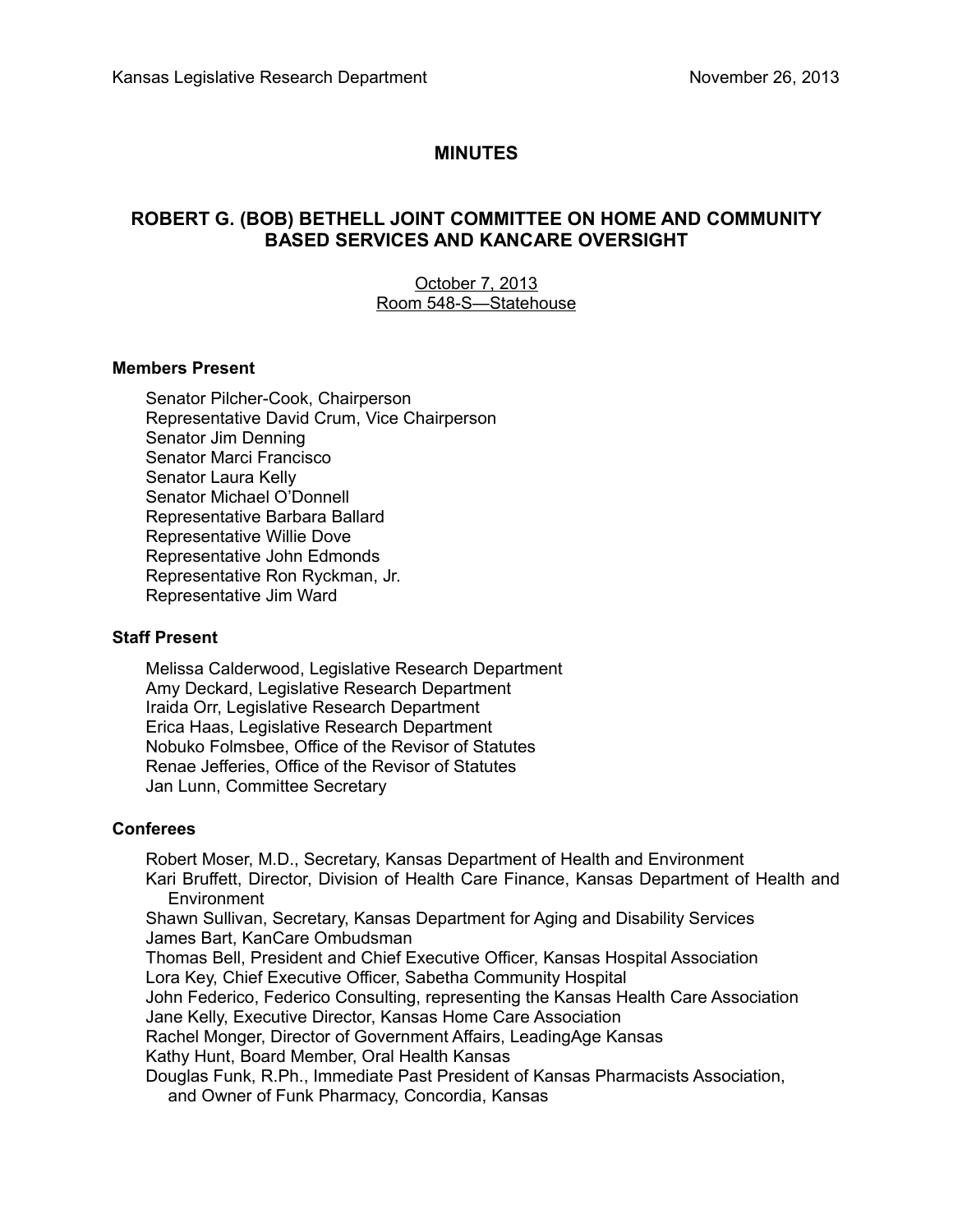Kansas Legislative Research Department November 26, 2013

# MINUTES

## ROBERT G. (BOB) BETHELL JOINT COMMITTEE ON HOME AND COMMUNITY BASED SERVICES AND KANCARE OVERSIGHT

October 7, 2013
Room 548-S—Statehouse

### Members Present

Senator Pilcher-Cook, Chairperson
Representative David Crum, Vice Chairperson
Senator Jim Denning
Senator Marci Francisco
Senator Laura Kelly
Senator Michael O'Donnell
Representative Barbara Ballard
Representative Willie Dove
Representative John Edmonds
Representative Ron Ryckman, Jr.
Representative Jim Ward

### Staff Present

Melissa Calderwood, Legislative Research Department
Amy Deckard, Legislative Research Department
Iraida Orr, Legislative Research Department
Erica Haas, Legislative Research Department
Nobuko Folmsbee, Office of the Revisor of Statutes
Renae Jefferies, Office of the Revisor of Statutes
Jan Lunn, Committee Secretary

### Conferees

Robert Moser, M.D., Secretary, Kansas Department of Health and Environment
Kari Bruffett, Director, Division of Health Care Finance, Kansas Department of Health and Environment
Shawn Sullivan, Secretary, Kansas Department for Aging and Disability Services
James Bart, KanCare Ombudsman
Thomas Bell, President and Chief Executive Officer, Kansas Hospital Association
Lora Key, Chief Executive Officer, Sabetha Community Hospital
John Federico, Federico Consulting, representing the Kansas Health Care Association
Jane Kelly, Executive Director, Kansas Home Care Association
Rachel Monger, Director of Government Affairs, LeadingAge Kansas
Kathy Hunt, Board Member, Oral Health Kansas
Douglas Funk, R.Ph., Immediate Past President of Kansas Pharmacists Association, and Owner of Funk Pharmacy, Concordia, Kansas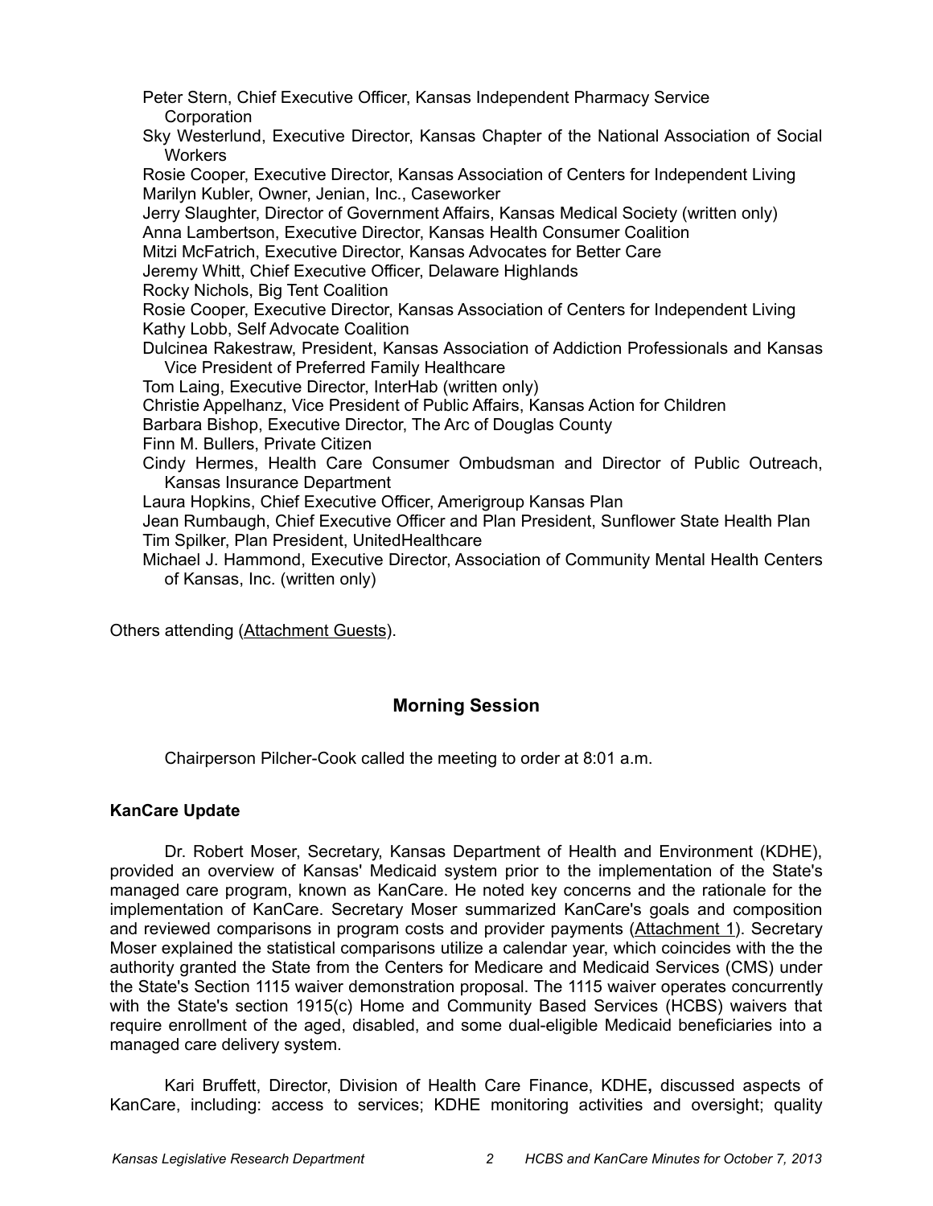Peter Stern, Chief Executive Officer, Kansas Independent Pharmacy Service Corporation
Sky Westerlund, Executive Director, Kansas Chapter of the National Association of Social Workers
Rosie Cooper, Executive Director, Kansas Association of Centers for Independent Living
Marilyn Kubler, Owner, Jenian, Inc., Caseworker
Jerry Slaughter, Director of Government Affairs, Kansas Medical Society (written only)
Anna Lambertson, Executive Director, Kansas Health Consumer Coalition
Mitzi McFatrich, Executive Director, Kansas Advocates for Better Care
Jeremy Whitt, Chief Executive Officer, Delaware Highlands
Rocky Nichols, Big Tent Coalition
Rosie Cooper, Executive Director, Kansas Association of Centers for Independent Living
Kathy Lobb, Self Advocate Coalition
Dulcinea Rakestraw, President, Kansas Association of Addiction Professionals and Kansas Vice President of Preferred Family Healthcare
Tom Laing, Executive Director, InterHab (written only)
Christie Appelhanz, Vice President of Public Affairs, Kansas Action for Children
Barbara Bishop, Executive Director, The Arc of Douglas County
Finn M. Bullers, Private Citizen
Cindy Hermes, Health Care Consumer Ombudsman and Director of Public Outreach, Kansas Insurance Department
Laura Hopkins, Chief Executive Officer, Amerigroup Kansas Plan
Jean Rumbaugh, Chief Executive Officer and Plan President, Sunflower State Health Plan
Tim Spilker, Plan President, UnitedHealthcare
Michael J. Hammond, Executive Director, Association of Community Mental Health Centers of Kansas, Inc. (written only)

Others attending (Attachment Guests).

## Morning Session

Chairperson Pilcher-Cook called the meeting to order at 8:01 a.m.

### KanCare Update

Dr. Robert Moser, Secretary, Kansas Department of Health and Environment (KDHE), provided an overview of Kansas' Medicaid system prior to the implementation of the State's managed care program, known as KanCare. He noted key concerns and the rationale for the implementation of KanCare. Secretary Moser summarized KanCare's goals and composition and reviewed comparisons in program costs and provider payments (Attachment 1). Secretary Moser explained the statistical comparisons utilize a calendar year, which coincides with the the authority granted the State from the Centers for Medicare and Medicaid Services (CMS) under the State's Section 1115 waiver demonstration proposal. The 1115 waiver operates concurrently with the State's section 1915(c) Home and Community Based Services (HCBS) waivers that require enrollment of the aged, disabled, and some dual-eligible Medicaid beneficiaries into a managed care delivery system.

Kari Bruffett, Director, Division of Health Care Finance, KDHE**,** discussed aspects of KanCare, including: access to services; KDHE monitoring activities and oversight; quality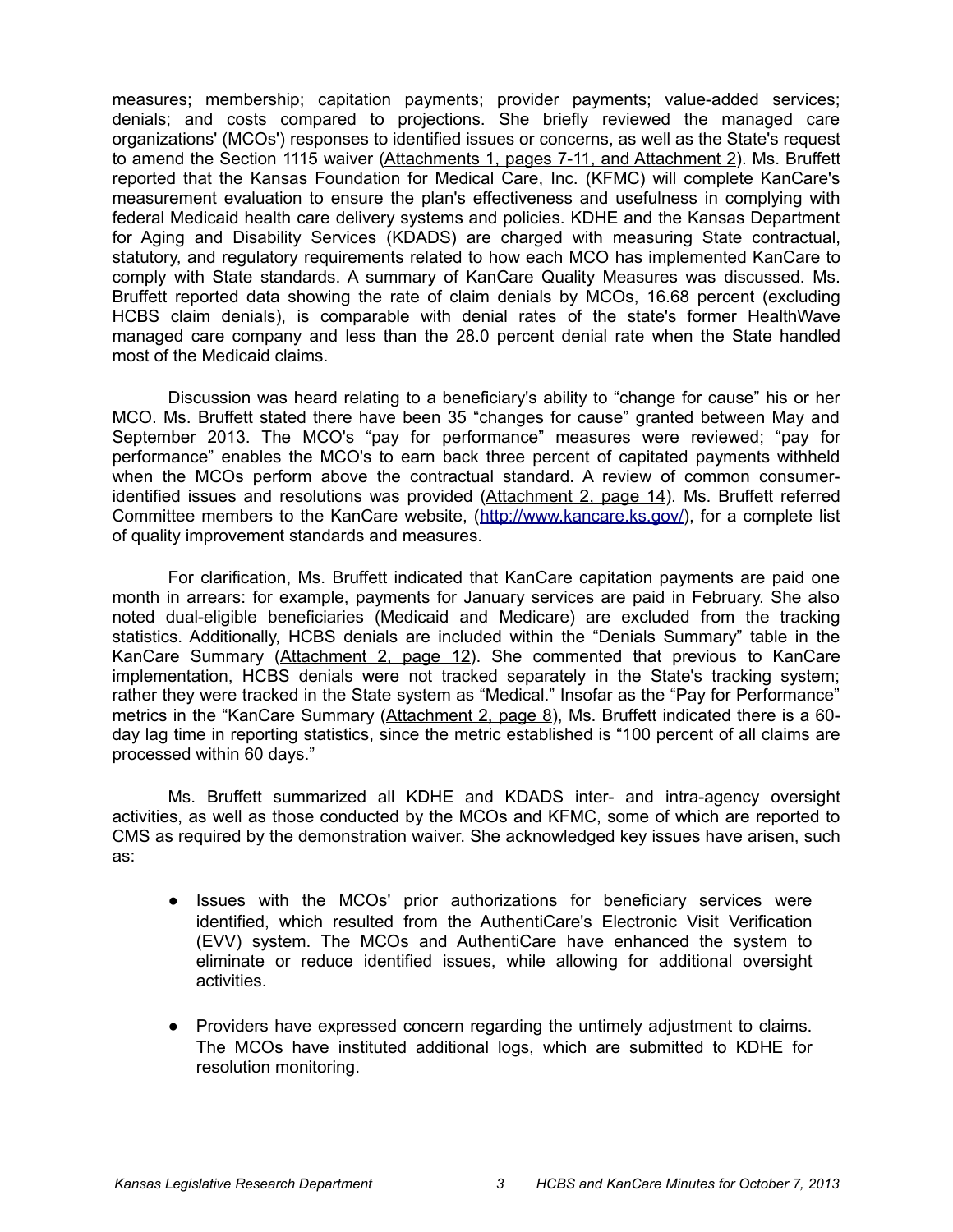measures; membership; capitation payments; provider payments; value-added services; denials; and costs compared to projections. She briefly reviewed the managed care organizations' (MCOs') responses to identified issues or concerns, as well as the State's request to amend the Section 1115 waiver (Attachments 1, pages 7-11, and Attachment 2). Ms. Bruffett reported that the Kansas Foundation for Medical Care, Inc. (KFMC) will complete KanCare's measurement evaluation to ensure the plan's effectiveness and usefulness in complying with federal Medicaid health care delivery systems and policies. KDHE and the Kansas Department for Aging and Disability Services (KDADS) are charged with measuring State contractual, statutory, and regulatory requirements related to how each MCO has implemented KanCare to comply with State standards. A summary of KanCare Quality Measures was discussed. Ms. Bruffett reported data showing the rate of claim denials by MCOs, 16.68 percent (excluding HCBS claim denials), is comparable with denial rates of the state's former HealthWave managed care company and less than the 28.0 percent denial rate when the State handled most of the Medicaid claims.

Discussion was heard relating to a beneficiary's ability to "change for cause" his or her MCO. Ms. Bruffett stated there have been 35 "changes for cause" granted between May and September 2013. The MCO's "pay for performance" measures were reviewed; "pay for performance" enables the MCO's to earn back three percent of capitated payments withheld when the MCOs perform above the contractual standard. A review of common consumer-identified issues and resolutions was provided (Attachment 2, page 14). Ms. Bruffett referred Committee members to the KanCare website, (http://www.kancare.ks.gov/), for a complete list of quality improvement standards and measures.

For clarification, Ms. Bruffett indicated that KanCare capitation payments are paid one month in arrears: for example, payments for January services are paid in February. She also noted dual-eligible beneficiaries (Medicaid and Medicare) are excluded from the tracking statistics. Additionally, HCBS denials are included within the "Denials Summary" table in the KanCare Summary (Attachment 2, page 12). She commented that previous to KanCare implementation, HCBS denials were not tracked separately in the State's tracking system; rather they were tracked in the State system as "Medical." Insofar as the "Pay for Performance" metrics in the "KanCare Summary (Attachment 2, page 8), Ms. Bruffett indicated there is a 60-day lag time in reporting statistics, since the metric established is "100 percent of all claims are processed within 60 days."

Ms. Bruffett summarized all KDHE and KDADS inter- and intra-agency oversight activities, as well as those conducted by the MCOs and KFMC, some of which are reported to CMS as required by the demonstration waiver. She acknowledged key issues have arisen, such as:

- Issues with the MCOs' prior authorizations for beneficiary services were identified, which resulted from the AuthentiCare's Electronic Visit Verification (EVV) system. The MCOs and AuthentiCare have enhanced the system to eliminate or reduce identified issues, while allowing for additional oversight activities.

- Providers have expressed concern regarding the untimely adjustment to claims. The MCOs have instituted additional logs, which are submitted to KDHE for resolution monitoring.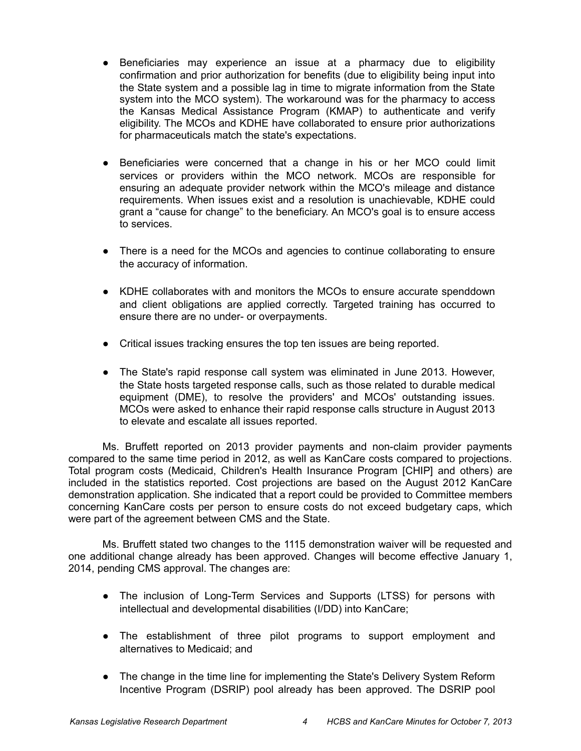- Beneficiaries may experience an issue at a pharmacy due to eligibility confirmation and prior authorization for benefits (due to eligibility being input into the State system and a possible lag in time to migrate information from the State system into the MCO system). The workaround was for the pharmacy to access the Kansas Medical Assistance Program (KMAP) to authenticate and verify eligibility. The MCOs and KDHE have collaborated to ensure prior authorizations for pharmaceuticals match the state's expectations.

- Beneficiaries were concerned that a change in his or her MCO could limit services or providers within the MCO network. MCOs are responsible for ensuring an adequate provider network within the MCO's mileage and distance requirements. When issues exist and a resolution is unachievable, KDHE could grant a "cause for change" to the beneficiary. An MCO's goal is to ensure access to services.

- There is a need for the MCOs and agencies to continue collaborating to ensure the accuracy of information.

- KDHE collaborates with and monitors the MCOs to ensure accurate spenddown and client obligations are applied correctly. Targeted training has occurred to ensure there are no under- or overpayments.

- Critical issues tracking ensures the top ten issues are being reported.

- The State's rapid response call system was eliminated in June 2013. However, the State hosts targeted response calls, such as those related to durable medical equipment (DME), to resolve the providers' and MCOs' outstanding issues. MCOs were asked to enhance their rapid response calls structure in August 2013 to elevate and escalate all issues reported.

Ms. Bruffett reported on 2013 provider payments and non-claim provider payments compared to the same time period in 2012, as well as KanCare costs compared to projections. Total program costs (Medicaid, Children's Health Insurance Program [CHIP] and others) are included in the statistics reported. Cost projections are based on the August 2012 KanCare demonstration application. She indicated that a report could be provided to Committee members concerning KanCare costs per person to ensure costs do not exceed budgetary caps, which were part of the agreement between CMS and the State.

Ms. Bruffett stated two changes to the 1115 demonstration waiver will be requested and one additional change already has been approved. Changes will become effective January 1, 2014, pending CMS approval. The changes are:

- The inclusion of Long-Term Services and Supports (LTSS) for persons with intellectual and developmental disabilities (I/DD) into KanCare;

- The establishment of three pilot programs to support employment and alternatives to Medicaid; and

- The change in the time line for implementing the State's Delivery System Reform Incentive Program (DSRIP) pool already has been approved. The DSRIP pool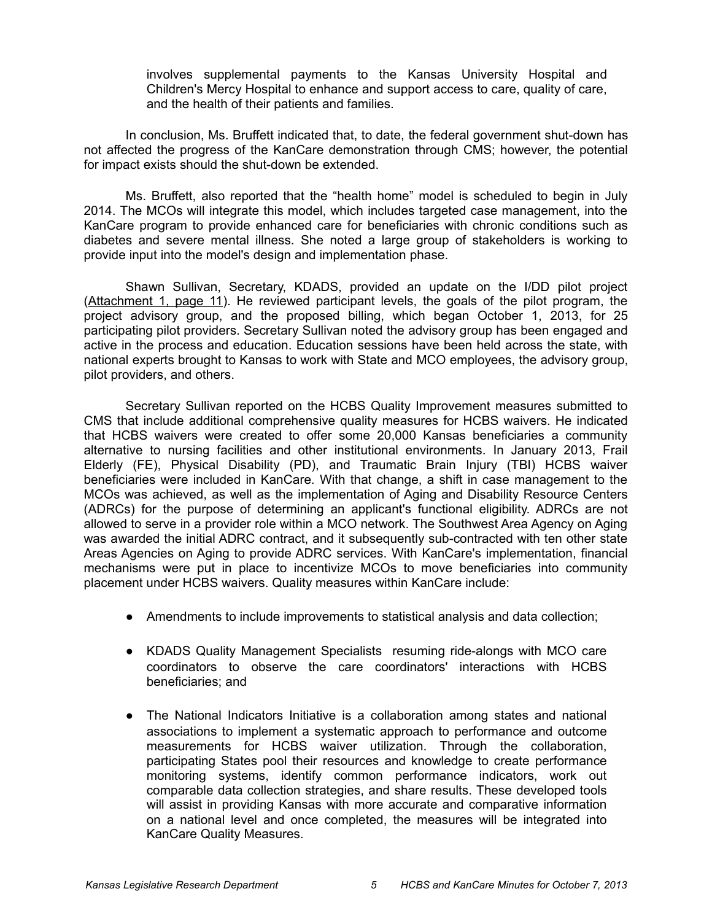involves supplemental payments to the Kansas University Hospital and Children's Mercy Hospital to enhance and support access to care, quality of care, and the health of their patients and families.

In conclusion, Ms. Bruffett indicated that, to date, the federal government shut-down has not affected the progress of the KanCare demonstration through CMS; however, the potential for impact exists should the shut-down be extended.

Ms. Bruffett, also reported that the "health home" model is scheduled to begin in July 2014. The MCOs will integrate this model, which includes targeted case management, into the KanCare program to provide enhanced care for beneficiaries with chronic conditions such as diabetes and severe mental illness. She noted a large group of stakeholders is working to provide input into the model's design and implementation phase.

Shawn Sullivan, Secretary, KDADS, provided an update on the I/DD pilot project (Attachment 1, page 11). He reviewed participant levels, the goals of the pilot program, the project advisory group, and the proposed billing, which began October 1, 2013, for 25 participating pilot providers. Secretary Sullivan noted the advisory group has been engaged and active in the process and education. Education sessions have been held across the state, with national experts brought to Kansas to work with State and MCO employees, the advisory group, pilot providers, and others.

Secretary Sullivan reported on the HCBS Quality Improvement measures submitted to CMS that include additional comprehensive quality measures for HCBS waivers. He indicated that HCBS waivers were created to offer some 20,000 Kansas beneficiaries a community alternative to nursing facilities and other institutional environments. In January 2013, Frail Elderly (FE), Physical Disability (PD), and Traumatic Brain Injury (TBI) HCBS waiver beneficiaries were included in KanCare. With that change, a shift in case management to the MCOs was achieved, as well as the implementation of Aging and Disability Resource Centers (ADRCs) for the purpose of determining an applicant's functional eligibility. ADRCs are not allowed to serve in a provider role within a MCO network. The Southwest Area Agency on Aging was awarded the initial ADRC contract, and it subsequently sub-contracted with ten other state Areas Agencies on Aging to provide ADRC services. With KanCare's implementation, financial mechanisms were put in place to incentivize MCOs to move beneficiaries into community placement under HCBS waivers. Quality measures within KanCare include:

- Amendments to include improvements to statistical analysis and data collection;
- KDADS Quality Management Specialists resuming ride-alongs with MCO care coordinators to observe the care coordinators' interactions with HCBS beneficiaries; and
- The National Indicators Initiative is a collaboration among states and national associations to implement a systematic approach to performance and outcome measurements for HCBS waiver utilization. Through the collaboration, participating States pool their resources and knowledge to create performance monitoring systems, identify common performance indicators, work out comparable data collection strategies, and share results. These developed tools will assist in providing Kansas with more accurate and comparative information on a national level and once completed, the measures will be integrated into KanCare Quality Measures.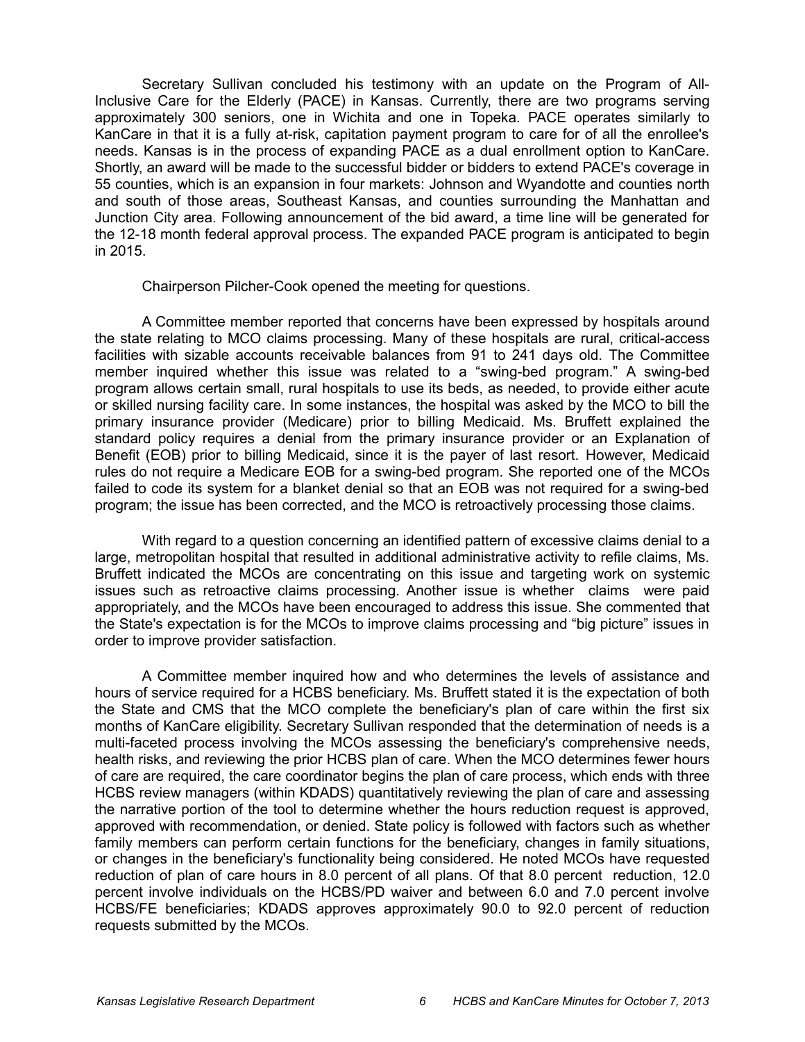Secretary Sullivan concluded his testimony with an update on the Program of All-Inclusive Care for the Elderly (PACE) in Kansas. Currently, there are two programs serving approximately 300 seniors, one in Wichita and one in Topeka. PACE operates similarly to KanCare in that it is a fully at-risk, capitation payment program to care for of all the enrollee's needs. Kansas is in the process of expanding PACE as a dual enrollment option to KanCare. Shortly, an award will be made to the successful bidder or bidders to extend PACE's coverage in 55 counties, which is an expansion in four markets: Johnson and Wyandotte and counties north and south of those areas, Southeast Kansas, and counties surrounding the Manhattan and Junction City area. Following announcement of the bid award, a time line will be generated for the 12-18 month federal approval process. The expanded PACE program is anticipated to begin in 2015.

Chairperson Pilcher-Cook opened the meeting for questions.

A Committee member reported that concerns have been expressed by hospitals around the state relating to MCO claims processing. Many of these hospitals are rural, critical-access facilities with sizable accounts receivable balances from 91 to 241 days old. The Committee member inquired whether this issue was related to a "swing-bed program." A swing-bed program allows certain small, rural hospitals to use its beds, as needed, to provide either acute or skilled nursing facility care. In some instances, the hospital was asked by the MCO to bill the primary insurance provider (Medicare) prior to billing Medicaid. Ms. Bruffett explained the standard policy requires a denial from the primary insurance provider or an Explanation of Benefit (EOB) prior to billing Medicaid, since it is the payer of last resort. However, Medicaid rules do not require a Medicare EOB for a swing-bed program. She reported one of the MCOs failed to code its system for a blanket denial so that an EOB was not required for a swing-bed program; the issue has been corrected, and the MCO is retroactively processing those claims.

With regard to a question concerning an identified pattern of excessive claims denial to a large, metropolitan hospital that resulted in additional administrative activity to refile claims, Ms. Bruffett indicated the MCOs are concentrating on this issue and targeting work on systemic issues such as retroactive claims processing. Another issue is whether claims were paid appropriately, and the MCOs have been encouraged to address this issue. She commented that the State's expectation is for the MCOs to improve claims processing and "big picture" issues in order to improve provider satisfaction.

A Committee member inquired how and who determines the levels of assistance and hours of service required for a HCBS beneficiary. Ms. Bruffett stated it is the expectation of both the State and CMS that the MCO complete the beneficiary's plan of care within the first six months of KanCare eligibility. Secretary Sullivan responded that the determination of needs is a multi-faceted process involving the MCOs assessing the beneficiary's comprehensive needs, health risks, and reviewing the prior HCBS plan of care. When the MCO determines fewer hours of care are required, the care coordinator begins the plan of care process, which ends with three HCBS review managers (within KDADS) quantitatively reviewing the plan of care and assessing the narrative portion of the tool to determine whether the hours reduction request is approved, approved with recommendation, or denied. State policy is followed with factors such as whether family members can perform certain functions for the beneficiary, changes in family situations, or changes in the beneficiary's functionality being considered. He noted MCOs have requested reduction of plan of care hours in 8.0 percent of all plans. Of that 8.0 percent reduction, 12.0 percent involve individuals on the HCBS/PD waiver and between 6.0 and 7.0 percent involve HCBS/FE beneficiaries; KDADS approves approximately 90.0 to 92.0 percent of reduction requests submitted by the MCOs.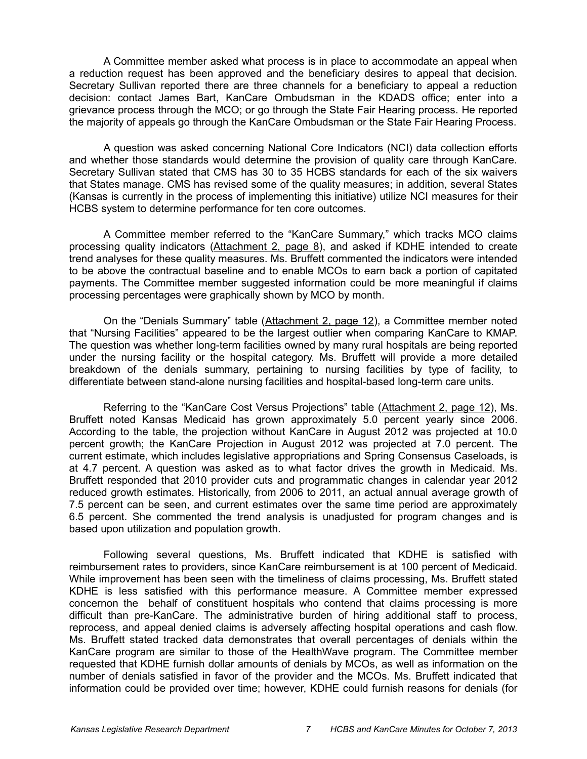A Committee member asked what process is in place to accommodate an appeal when a reduction request has been approved and the beneficiary desires to appeal that decision. Secretary Sullivan reported there are three channels for a beneficiary to appeal a reduction decision: contact James Bart, KanCare Ombudsman in the KDADS office; enter into a grievance process through the MCO; or go through the State Fair Hearing process. He reported the majority of appeals go through the KanCare Ombudsman or the State Fair Hearing Process.

A question was asked concerning National Core Indicators (NCI) data collection efforts and whether those standards would determine the provision of quality care through KanCare. Secretary Sullivan stated that CMS has 30 to 35 HCBS standards for each of the six waivers that States manage. CMS has revised some of the quality measures; in addition, several States (Kansas is currently in the process of implementing this initiative) utilize NCI measures for their HCBS system to determine performance for ten core outcomes.

A Committee member referred to the "KanCare Summary," which tracks MCO claims processing quality indicators (Attachment 2, page 8), and asked if KDHE intended to create trend analyses for these quality measures. Ms. Bruffett commented the indicators were intended to be above the contractual baseline and to enable MCOs to earn back a portion of capitated payments. The Committee member suggested information could be more meaningful if claims processing percentages were graphically shown by MCO by month.

On the "Denials Summary" table (Attachment 2, page 12), a Committee member noted that "Nursing Facilities" appeared to be the largest outlier when comparing KanCare to KMAP. The question was whether long-term facilities owned by many rural hospitals are being reported under the nursing facility or the hospital category. Ms. Bruffett will provide a more detailed breakdown of the denials summary, pertaining to nursing facilities by type of facility, to differentiate between stand-alone nursing facilities and hospital-based long-term care units.

Referring to the "KanCare Cost Versus Projections" table (Attachment 2, page 12), Ms. Bruffett noted Kansas Medicaid has grown approximately 5.0 percent yearly since 2006. According to the table, the projection without KanCare in August 2012 was projected at 10.0 percent growth; the KanCare Projection in August 2012 was projected at 7.0 percent. The current estimate, which includes legislative appropriations and Spring Consensus Caseloads, is at 4.7 percent. A question was asked as to what factor drives the growth in Medicaid. Ms. Bruffett responded that 2010 provider cuts and programmatic changes in calendar year 2012 reduced growth estimates. Historically, from 2006 to 2011, an actual annual average growth of 7.5 percent can be seen, and current estimates over the same time period are approximately 6.5 percent. She commented the trend analysis is unadjusted for program changes and is based upon utilization and population growth.

Following several questions, Ms. Bruffett indicated that KDHE is satisfied with reimbursement rates to providers, since KanCare reimbursement is at 100 percent of Medicaid. While improvement has been seen with the timeliness of claims processing, Ms. Bruffett stated KDHE is less satisfied with this performance measure. A Committee member expressed concernon the behalf of constituent hospitals who contend that claims processing is more difficult than pre-KanCare. The administrative burden of hiring additional staff to process, reprocess, and appeal denied claims is adversely affecting hospital operations and cash flow. Ms. Bruffett stated tracked data demonstrates that overall percentages of denials within the KanCare program are similar to those of the HealthWave program. The Committee member requested that KDHE furnish dollar amounts of denials by MCOs, as well as information on the number of denials satisfied in favor of the provider and the MCOs. Ms. Bruffett indicated that information could be provided over time; however, KDHE could furnish reasons for denials (for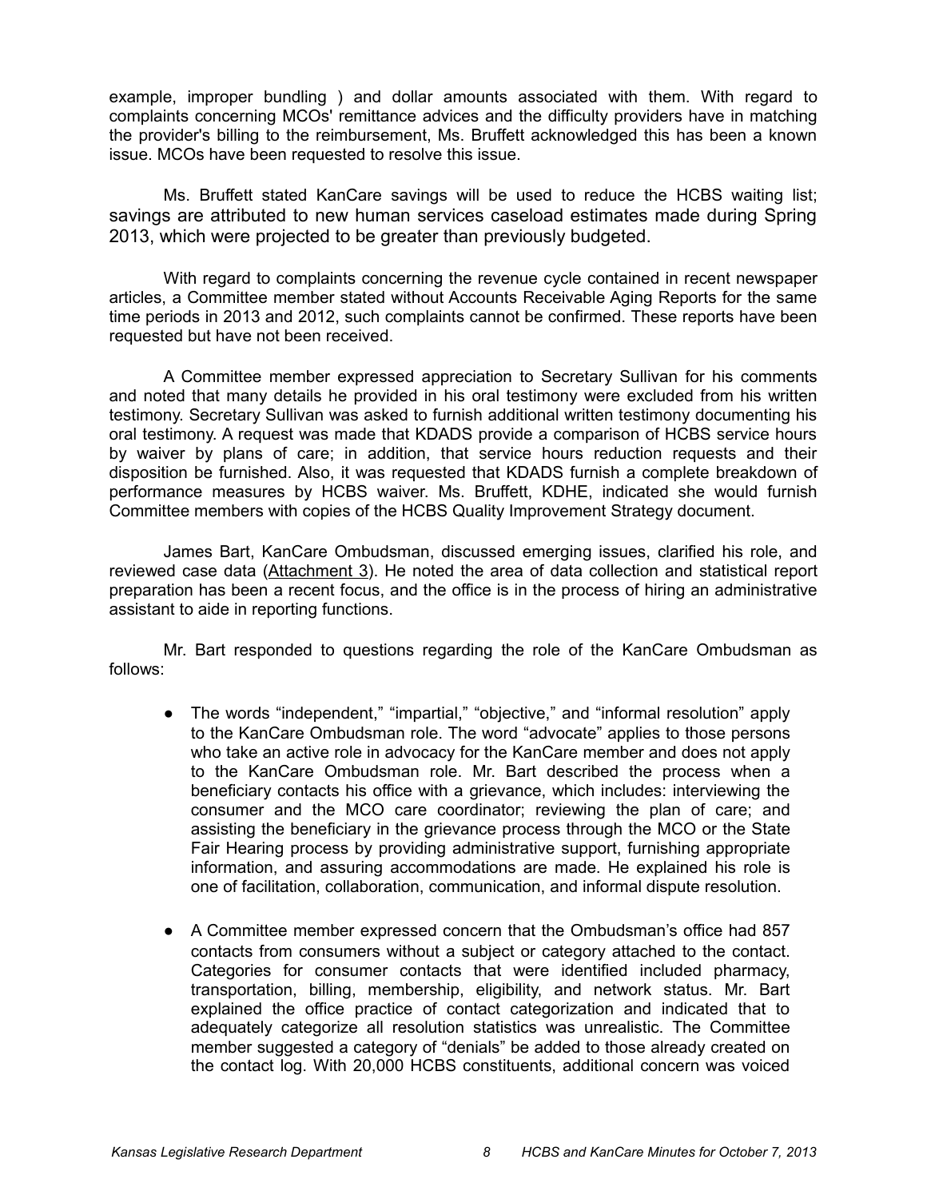example, improper bundling ) and dollar amounts associated with them. With regard to complaints concerning MCOs' remittance advices and the difficulty providers have in matching the provider's billing to the reimbursement, Ms. Bruffett acknowledged this has been a known issue. MCOs have been requested to resolve this issue.

Ms. Bruffett stated KanCare savings will be used to reduce the HCBS waiting list; savings are attributed to new human services caseload estimates made during Spring 2013, which were projected to be greater than previously budgeted.

With regard to complaints concerning the revenue cycle contained in recent newspaper articles, a Committee member stated without Accounts Receivable Aging Reports for the same time periods in 2013 and 2012, such complaints cannot be confirmed. These reports have been requested but have not been received.

A Committee member expressed appreciation to Secretary Sullivan for his comments and noted that many details he provided in his oral testimony were excluded from his written testimony. Secretary Sullivan was asked to furnish additional written testimony documenting his oral testimony. A request was made that KDADS provide a comparison of HCBS service hours by waiver by plans of care; in addition, that service hours reduction requests and their disposition be furnished. Also, it was requested that KDADS furnish a complete breakdown of performance measures by HCBS waiver. Ms. Bruffett, KDHE, indicated she would furnish Committee members with copies of the HCBS Quality Improvement Strategy document.

James Bart, KanCare Ombudsman, discussed emerging issues, clarified his role, and reviewed case data (Attachment 3). He noted the area of data collection and statistical report preparation has been a recent focus, and the office is in the process of hiring an administrative assistant to aide in reporting functions.

Mr. Bart responded to questions regarding the role of the KanCare Ombudsman as follows:

- The words "independent," "impartial," "objective," and "informal resolution" apply to the KanCare Ombudsman role. The word "advocate" applies to those persons who take an active role in advocacy for the KanCare member and does not apply to the KanCare Ombudsman role. Mr. Bart described the process when a beneficiary contacts his office with a grievance, which includes: interviewing the consumer and the MCO care coordinator; reviewing the plan of care; and assisting the beneficiary in the grievance process through the MCO or the State Fair Hearing process by providing administrative support, furnishing appropriate information, and assuring accommodations are made. He explained his role is one of facilitation, collaboration, communication, and informal dispute resolution.

- A Committee member expressed concern that the Ombudsman's office had 857 contacts from consumers without a subject or category attached to the contact. Categories for consumer contacts that were identified included pharmacy, transportation, billing, membership, eligibility, and network status. Mr. Bart explained the office practice of contact categorization and indicated that to adequately categorize all resolution statistics was unrealistic. The Committee member suggested a category of "denials" be added to those already created on the contact log. With 20,000 HCBS constituents, additional concern was voiced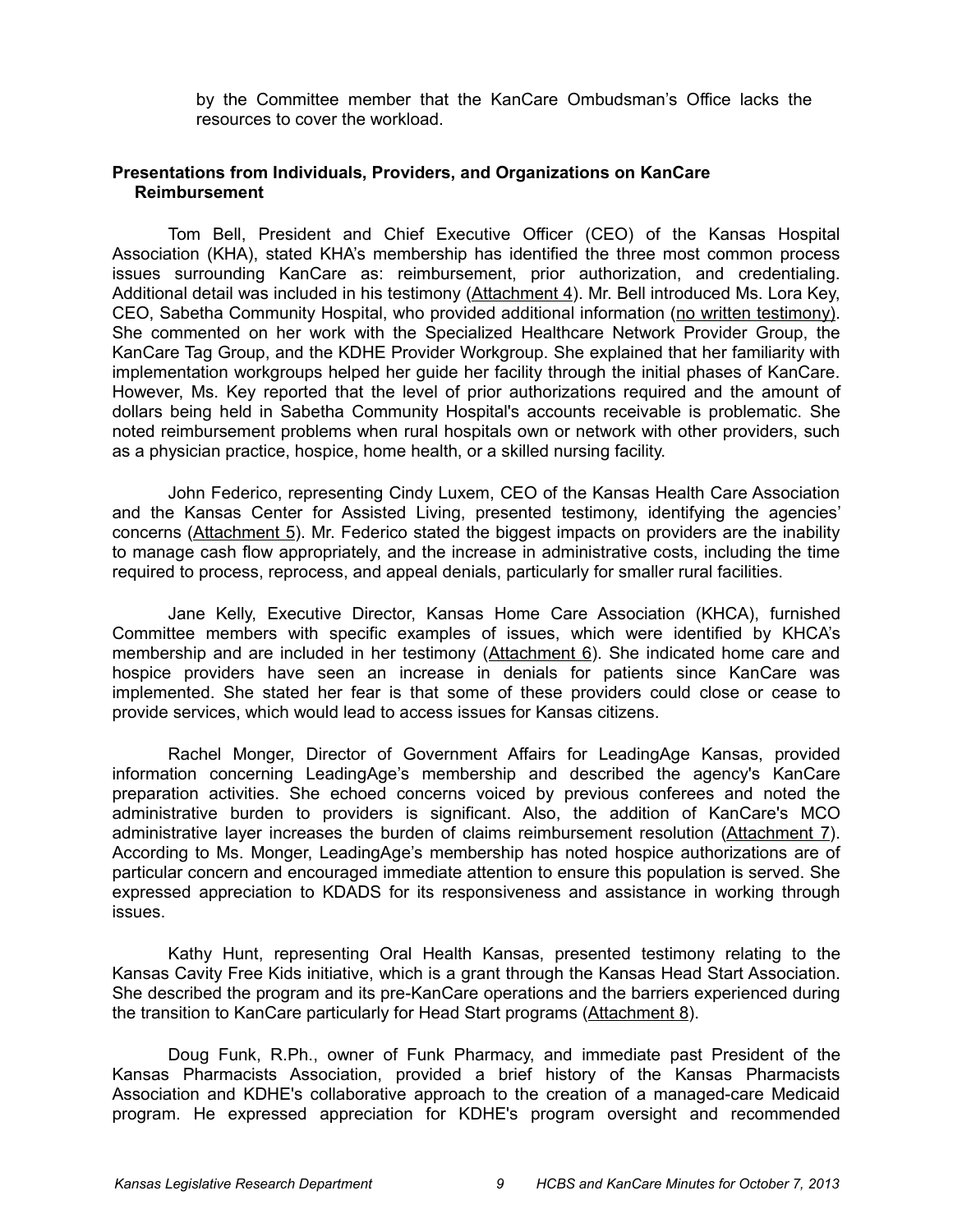by the Committee member that the KanCare Ombudsman's Office lacks the resources to cover the workload.

**Presentations from Individuals, Providers, and Organizations on KanCare Reimbursement**

Tom Bell, President and Chief Executive Officer (CEO) of the Kansas Hospital Association (KHA), stated KHA's membership has identified the three most common process issues surrounding KanCare as: reimbursement, prior authorization, and credentialing. Additional detail was included in his testimony (Attachment 4). Mr. Bell introduced Ms. Lora Key, CEO, Sabetha Community Hospital, who provided additional information (no written testimony). She commented on her work with the Specialized Healthcare Network Provider Group, the KanCare Tag Group, and the KDHE Provider Workgroup. She explained that her familiarity with implementation workgroups helped her guide her facility through the initial phases of KanCare. However, Ms. Key reported that the level of prior authorizations required and the amount of dollars being held in Sabetha Community Hospital's accounts receivable is problematic. She noted reimbursement problems when rural hospitals own or network with other providers, such as a physician practice, hospice, home health, or a skilled nursing facility.

John Federico, representing Cindy Luxem, CEO of the Kansas Health Care Association and the Kansas Center for Assisted Living, presented testimony, identifying the agencies' concerns (Attachment 5). Mr. Federico stated the biggest impacts on providers are the inability to manage cash flow appropriately, and the increase in administrative costs, including the time required to process, reprocess, and appeal denials, particularly for smaller rural facilities.

Jane Kelly, Executive Director, Kansas Home Care Association (KHCA), furnished Committee members with specific examples of issues, which were identified by KHCA's membership and are included in her testimony (Attachment 6). She indicated home care and hospice providers have seen an increase in denials for patients since KanCare was implemented. She stated her fear is that some of these providers could close or cease to provide services, which would lead to access issues for Kansas citizens.

Rachel Monger, Director of Government Affairs for LeadingAge Kansas, provided information concerning LeadingAge's membership and described the agency's KanCare preparation activities. She echoed concerns voiced by previous conferees and noted the administrative burden to providers is significant. Also, the addition of KanCare's MCO administrative layer increases the burden of claims reimbursement resolution (Attachment 7). According to Ms. Monger, LeadingAge's membership has noted hospice authorizations are of particular concern and encouraged immediate attention to ensure this population is served. She expressed appreciation to KDADS for its responsiveness and assistance in working through issues.

Kathy Hunt, representing Oral Health Kansas, presented testimony relating to the Kansas Cavity Free Kids initiative, which is a grant through the Kansas Head Start Association. She described the program and its pre-KanCare operations and the barriers experienced during the transition to KanCare particularly for Head Start programs (Attachment 8).

Doug Funk, R.Ph., owner of Funk Pharmacy, and immediate past President of the Kansas Pharmacists Association, provided a brief history of the Kansas Pharmacists Association and KDHE's collaborative approach to the creation of a managed-care Medicaid program. He expressed appreciation for KDHE's program oversight and recommended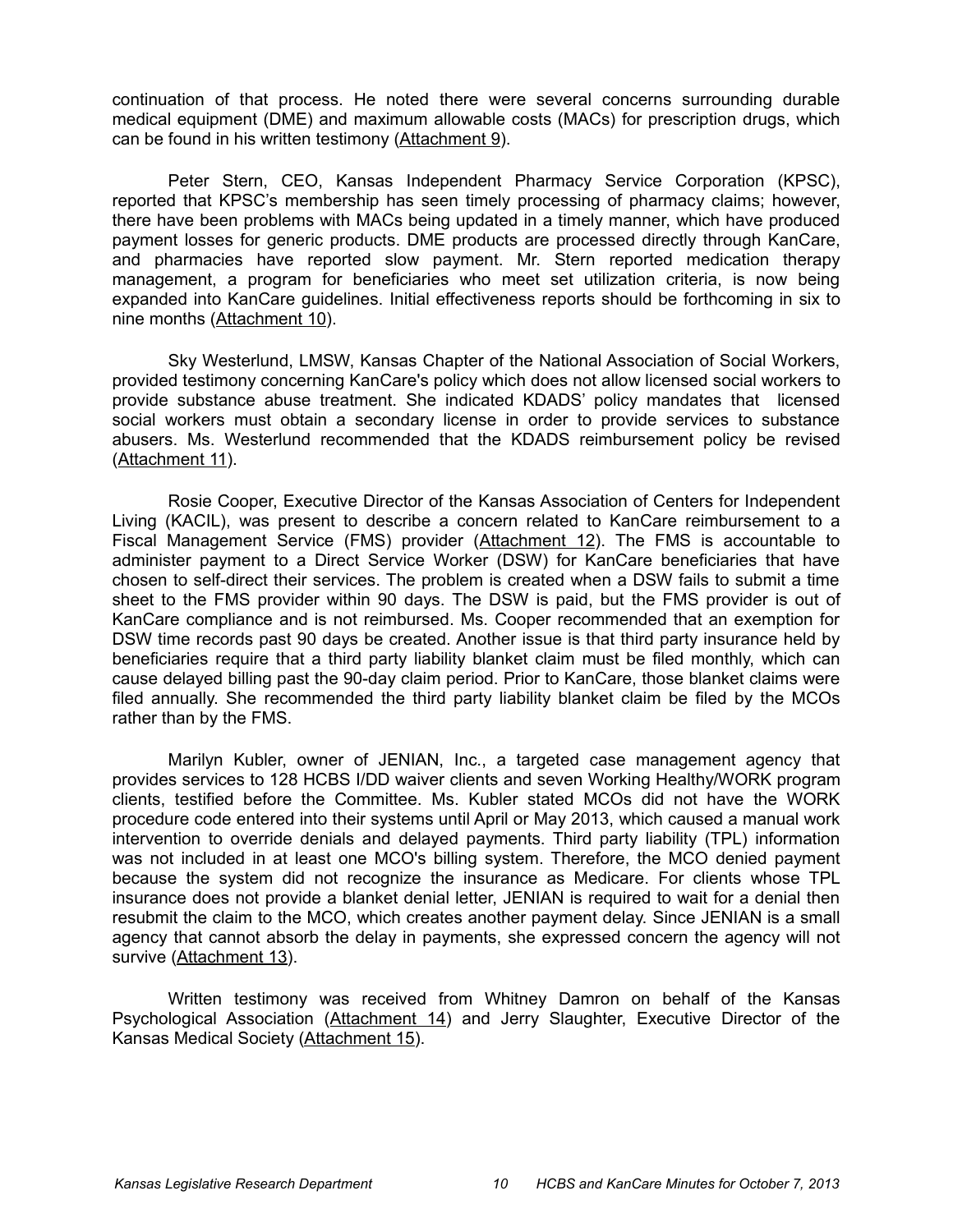continuation of that process. He noted there were several concerns surrounding durable medical equipment (DME) and maximum allowable costs (MACs) for prescription drugs, which can be found in his written testimony (Attachment 9).

Peter Stern, CEO, Kansas Independent Pharmacy Service Corporation (KPSC), reported that KPSC's membership has seen timely processing of pharmacy claims; however, there have been problems with MACs being updated in a timely manner, which have produced payment losses for generic products. DME products are processed directly through KanCare, and pharmacies have reported slow payment. Mr. Stern reported medication therapy management, a program for beneficiaries who meet set utilization criteria, is now being expanded into KanCare guidelines. Initial effectiveness reports should be forthcoming in six to nine months (Attachment 10).

Sky Westerlund, LMSW, Kansas Chapter of the National Association of Social Workers, provided testimony concerning KanCare's policy which does not allow licensed social workers to provide substance abuse treatment. She indicated KDADS' policy mandates that licensed social workers must obtain a secondary license in order to provide services to substance abusers. Ms. Westerlund recommended that the KDADS reimbursement policy be revised (Attachment 11).

Rosie Cooper, Executive Director of the Kansas Association of Centers for Independent Living (KACIL), was present to describe a concern related to KanCare reimbursement to a Fiscal Management Service (FMS) provider (Attachment 12). The FMS is accountable to administer payment to a Direct Service Worker (DSW) for KanCare beneficiaries that have chosen to self-direct their services. The problem is created when a DSW fails to submit a time sheet to the FMS provider within 90 days. The DSW is paid, but the FMS provider is out of KanCare compliance and is not reimbursed. Ms. Cooper recommended that an exemption for DSW time records past 90 days be created. Another issue is that third party insurance held by beneficiaries require that a third party liability blanket claim must be filed monthly, which can cause delayed billing past the 90-day claim period. Prior to KanCare, those blanket claims were filed annually. She recommended the third party liability blanket claim be filed by the MCOs rather than by the FMS.

Marilyn Kubler, owner of JENIAN, Inc., a targeted case management agency that provides services to 128 HCBS I/DD waiver clients and seven Working Healthy/WORK program clients, testified before the Committee. Ms. Kubler stated MCOs did not have the WORK procedure code entered into their systems until April or May 2013, which caused a manual work intervention to override denials and delayed payments. Third party liability (TPL) information was not included in at least one MCO's billing system. Therefore, the MCO denied payment because the system did not recognize the insurance as Medicare. For clients whose TPL insurance does not provide a blanket denial letter, JENIAN is required to wait for a denial then resubmit the claim to the MCO, which creates another payment delay. Since JENIAN is a small agency that cannot absorb the delay in payments, she expressed concern the agency will not survive (Attachment 13).

Written testimony was received from Whitney Damron on behalf of the Kansas Psychological Association (Attachment 14) and Jerry Slaughter, Executive Director of the Kansas Medical Society (Attachment 15).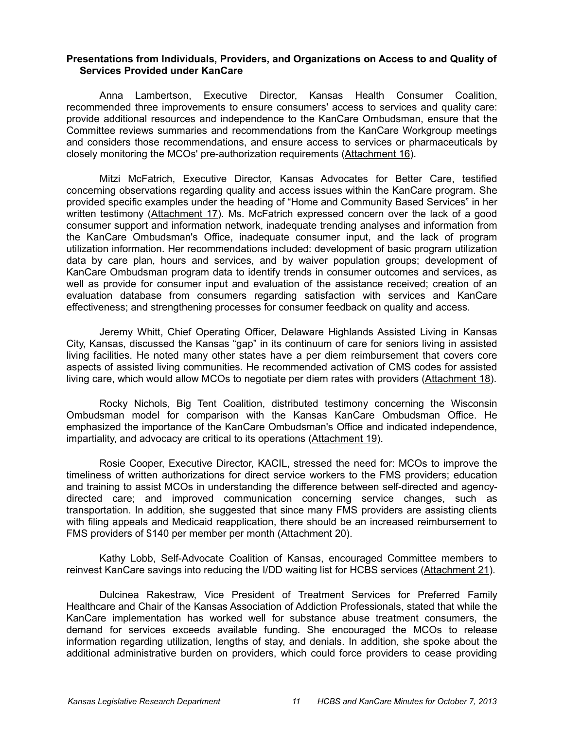**Presentations from Individuals, Providers, and Organizations on Access to and Quality of Services Provided under KanCare**

Anna Lambertson, Executive Director, Kansas Health Consumer Coalition, recommended three improvements to ensure consumers' access to services and quality care: provide additional resources and independence to the KanCare Ombudsman, ensure that the Committee reviews summaries and recommendations from the KanCare Workgroup meetings and considers those recommendations, and ensure access to services or pharmaceuticals by closely monitoring the MCOs' pre-authorization requirements (Attachment 16).

Mitzi McFatrich, Executive Director, Kansas Advocates for Better Care, testified concerning observations regarding quality and access issues within the KanCare program. She provided specific examples under the heading of "Home and Community Based Services" in her written testimony (Attachment 17). Ms. McFatrich expressed concern over the lack of a good consumer support and information network, inadequate trending analyses and information from the KanCare Ombudsman's Office, inadequate consumer input, and the lack of program utilization information. Her recommendations included: development of basic program utilization data by care plan, hours and services, and by waiver population groups; development of KanCare Ombudsman program data to identify trends in consumer outcomes and services, as well as provide for consumer input and evaluation of the assistance received; creation of an evaluation database from consumers regarding satisfaction with services and KanCare effectiveness; and strengthening processes for consumer feedback on quality and access.

Jeremy Whitt, Chief Operating Officer, Delaware Highlands Assisted Living in Kansas City, Kansas, discussed the Kansas "gap" in its continuum of care for seniors living in assisted living facilities. He noted many other states have a per diem reimbursement that covers core aspects of assisted living communities. He recommended activation of CMS codes for assisted living care, which would allow MCOs to negotiate per diem rates with providers (Attachment 18).

Rocky Nichols, Big Tent Coalition, distributed testimony concerning the Wisconsin Ombudsman model for comparison with the Kansas KanCare Ombudsman Office. He emphasized the importance of the KanCare Ombudsman's Office and indicated independence, impartiality, and advocacy are critical to its operations (Attachment 19).

Rosie Cooper, Executive Director, KACIL, stressed the need for: MCOs to improve the timeliness of written authorizations for direct service workers to the FMS providers; education and training to assist MCOs in understanding the difference between self-directed and agency-directed care; and improved communication concerning service changes, such as transportation. In addition, she suggested that since many FMS providers are assisting clients with filing appeals and Medicaid reapplication, there should be an increased reimbursement to FMS providers of $140 per member per month (Attachment 20).

Kathy Lobb, Self-Advocate Coalition of Kansas, encouraged Committee members to reinvest KanCare savings into reducing the I/DD waiting list for HCBS services (Attachment 21).

Dulcinea Rakestraw, Vice President of Treatment Services for Preferred Family Healthcare and Chair of the Kansas Association of Addiction Professionals, stated that while the KanCare implementation has worked well for substance abuse treatment consumers, the demand for services exceeds available funding. She encouraged the MCOs to release information regarding utilization, lengths of stay, and denials. In addition, she spoke about the additional administrative burden on providers, which could force providers to cease providing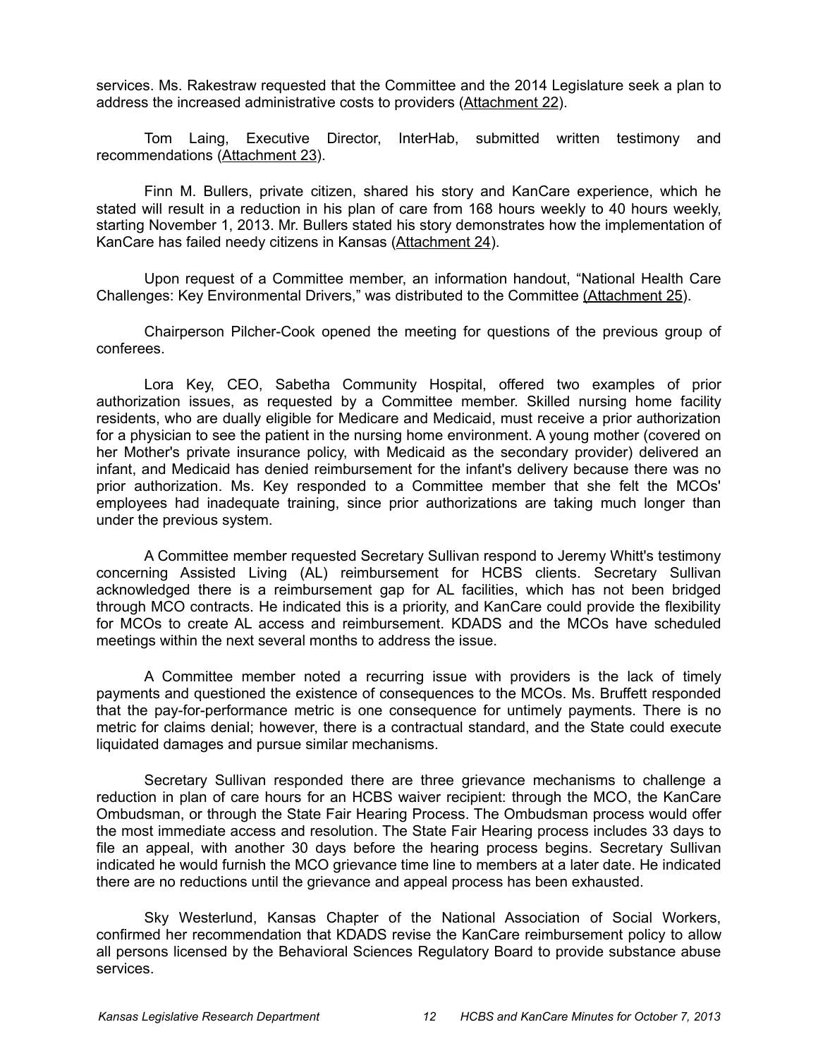services. Ms. Rakestraw requested that the Committee and the 2014 Legislature seek a plan to address the increased administrative costs to providers (Attachment 22).

Tom Laing, Executive Director, InterHab, submitted written testimony and recommendations (Attachment 23).

Finn M. Bullers, private citizen, shared his story and KanCare experience, which he stated will result in a reduction in his plan of care from 168 hours weekly to 40 hours weekly, starting November 1, 2013. Mr. Bullers stated his story demonstrates how the implementation of KanCare has failed needy citizens in Kansas (Attachment 24).

Upon request of a Committee member, an information handout, "National Health Care Challenges: Key Environmental Drivers," was distributed to the Committee (Attachment 25).

Chairperson Pilcher-Cook opened the meeting for questions of the previous group of conferees.

Lora Key, CEO, Sabetha Community Hospital, offered two examples of prior authorization issues, as requested by a Committee member. Skilled nursing home facility residents, who are dually eligible for Medicare and Medicaid, must receive a prior authorization for a physician to see the patient in the nursing home environment. A young mother (covered on her Mother's private insurance policy, with Medicaid as the secondary provider) delivered an infant, and Medicaid has denied reimbursement for the infant's delivery because there was no prior authorization. Ms. Key responded to a Committee member that she felt the MCOs' employees had inadequate training, since prior authorizations are taking much longer than under the previous system.

A Committee member requested Secretary Sullivan respond to Jeremy Whitt's testimony concerning Assisted Living (AL) reimbursement for HCBS clients. Secretary Sullivan acknowledged there is a reimbursement gap for AL facilities, which has not been bridged through MCO contracts. He indicated this is a priority, and KanCare could provide the flexibility for MCOs to create AL access and reimbursement. KDADS and the MCOs have scheduled meetings within the next several months to address the issue.

A Committee member noted a recurring issue with providers is the lack of timely payments and questioned the existence of consequences to the MCOs. Ms. Bruffett responded that the pay-for-performance metric is one consequence for untimely payments. There is no metric for claims denial; however, there is a contractual standard, and the State could execute liquidated damages and pursue similar mechanisms.

Secretary Sullivan responded there are three grievance mechanisms to challenge a reduction in plan of care hours for an HCBS waiver recipient: through the MCO, the KanCare Ombudsman, or through the State Fair Hearing Process. The Ombudsman process would offer the most immediate access and resolution. The State Fair Hearing process includes 33 days to file an appeal, with another 30 days before the hearing process begins. Secretary Sullivan indicated he would furnish the MCO grievance time line to members at a later date. He indicated there are no reductions until the grievance and appeal process has been exhausted.

Sky Westerlund, Kansas Chapter of the National Association of Social Workers, confirmed her recommendation that KDADS revise the KanCare reimbursement policy to allow all persons licensed by the Behavioral Sciences Regulatory Board to provide substance abuse services.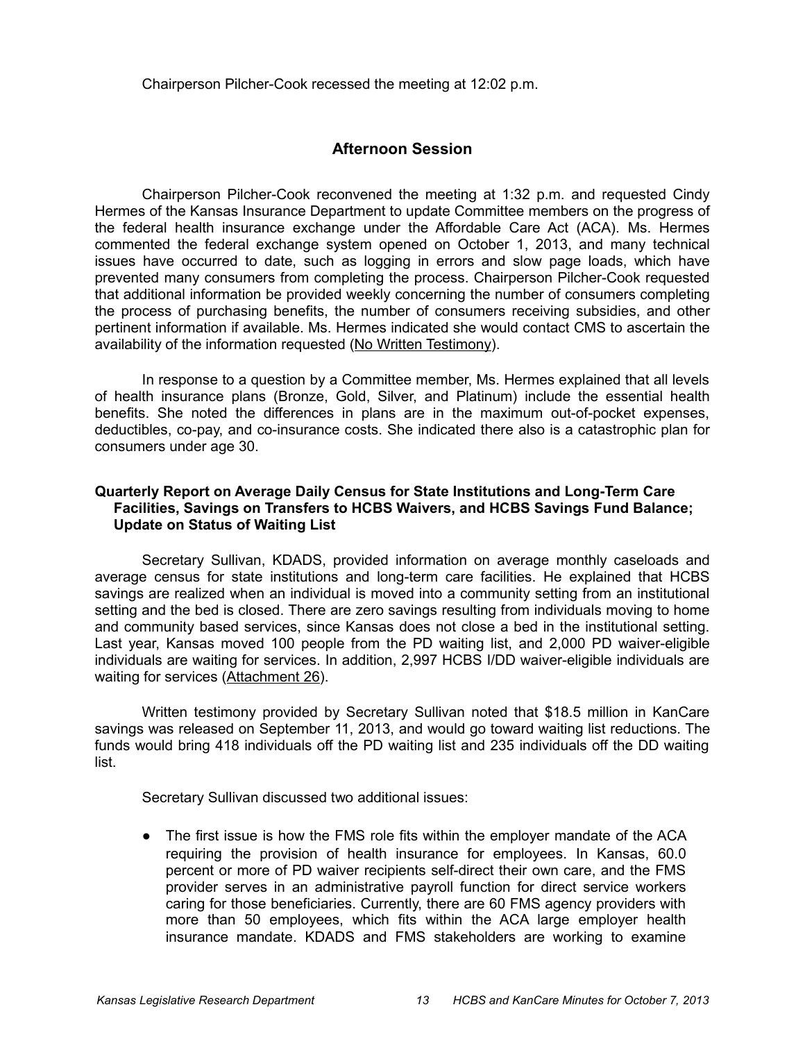Chairperson Pilcher-Cook recessed the meeting at 12:02 p.m.

## Afternoon Session

Chairperson Pilcher-Cook reconvened the meeting at 1:32 p.m. and requested Cindy Hermes of the Kansas Insurance Department to update Committee members on the progress of the federal health insurance exchange under the Affordable Care Act (ACA). Ms. Hermes commented the federal exchange system opened on October 1, 2013, and many technical issues have occurred to date, such as logging in errors and slow page loads, which have prevented many consumers from completing the process. Chairperson Pilcher-Cook requested that additional information be provided weekly concerning the number of consumers completing the process of purchasing benefits, the number of consumers receiving subsidies, and other pertinent information if available. Ms. Hermes indicated she would contact CMS to ascertain the availability of the information requested (No Written Testimony).

In response to a question by a Committee member, Ms. Hermes explained that all levels of health insurance plans (Bronze, Gold, Silver, and Platinum) include the essential health benefits. She noted the differences in plans are in the maximum out-of-pocket expenses, deductibles, co-pay, and co-insurance costs. She indicated there also is a catastrophic plan for consumers under age 30.

**Quarterly Report on Average Daily Census for State Institutions and Long-Term Care Facilities, Savings on Transfers to HCBS Waivers, and HCBS Savings Fund Balance; Update on Status of Waiting List**

Secretary Sullivan, KDADS, provided information on average monthly caseloads and average census for state institutions and long-term care facilities. He explained that HCBS savings are realized when an individual is moved into a community setting from an institutional setting and the bed is closed. There are zero savings resulting from individuals moving to home and community based services, since Kansas does not close a bed in the institutional setting. Last year, Kansas moved 100 people from the PD waiting list, and 2,000 PD waiver-eligible individuals are waiting for services. In addition, 2,997 HCBS I/DD waiver-eligible individuals are waiting for services (Attachment 26).

Written testimony provided by Secretary Sullivan noted that $18.5 million in KanCare savings was released on September 11, 2013, and would go toward waiting list reductions. The funds would bring 418 individuals off the PD waiting list and 235 individuals off the DD waiting list.

Secretary Sullivan discussed two additional issues:

- The first issue is how the FMS role fits within the employer mandate of the ACA requiring the provision of health insurance for employees. In Kansas, 60.0 percent or more of PD waiver recipients self-direct their own care, and the FMS provider serves in an administrative payroll function for direct service workers caring for those beneficiaries. Currently, there are 60 FMS agency providers with more than 50 employees, which fits within the ACA large employer health insurance mandate. KDADS and FMS stakeholders are working to examine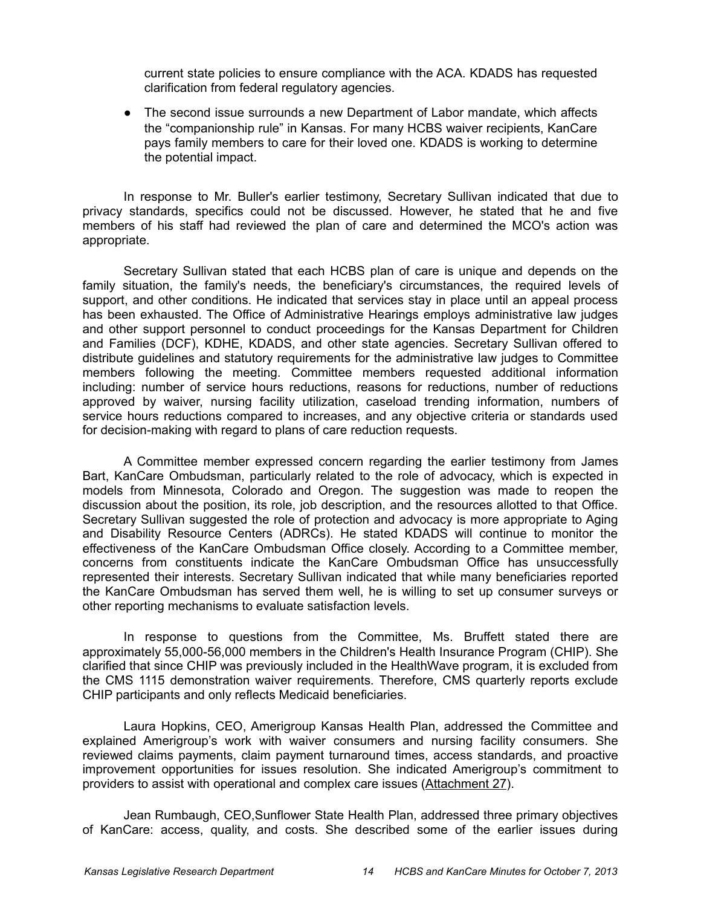current state policies to ensure compliance with the ACA. KDADS has requested clarification from federal regulatory agencies.

- The second issue surrounds a new Department of Labor mandate, which affects the "companionship rule" in Kansas. For many HCBS waiver recipients, KanCare pays family members to care for their loved one. KDADS is working to determine the potential impact.

In response to Mr. Buller's earlier testimony, Secretary Sullivan indicated that due to privacy standards, specifics could not be discussed. However, he stated that he and five members of his staff had reviewed the plan of care and determined the MCO's action was appropriate.

Secretary Sullivan stated that each HCBS plan of care is unique and depends on the family situation, the family's needs, the beneficiary's circumstances, the required levels of support, and other conditions. He indicated that services stay in place until an appeal process has been exhausted. The Office of Administrative Hearings employs administrative law judges and other support personnel to conduct proceedings for the Kansas Department for Children and Families (DCF), KDHE, KDADS, and other state agencies. Secretary Sullivan offered to distribute guidelines and statutory requirements for the administrative law judges to Committee members following the meeting. Committee members requested additional information including: number of service hours reductions, reasons for reductions, number of reductions approved by waiver, nursing facility utilization, caseload trending information, numbers of service hours reductions compared to increases, and any objective criteria or standards used for decision-making with regard to plans of care reduction requests.

A Committee member expressed concern regarding the earlier testimony from James Bart, KanCare Ombudsman, particularly related to the role of advocacy, which is expected in models from Minnesota, Colorado and Oregon. The suggestion was made to reopen the discussion about the position, its role, job description, and the resources allotted to that Office. Secretary Sullivan suggested the role of protection and advocacy is more appropriate to Aging and Disability Resource Centers (ADRCs). He stated KDADS will continue to monitor the effectiveness of the KanCare Ombudsman Office closely. According to a Committee member, concerns from constituents indicate the KanCare Ombudsman Office has unsuccessfully represented their interests. Secretary Sullivan indicated that while many beneficiaries reported the KanCare Ombudsman has served them well, he is willing to set up consumer surveys or other reporting mechanisms to evaluate satisfaction levels.

In response to questions from the Committee, Ms. Bruffett stated there are approximately 55,000-56,000 members in the Children's Health Insurance Program (CHIP). She clarified that since CHIP was previously included in the HealthWave program, it is excluded from the CMS 1115 demonstration waiver requirements. Therefore, CMS quarterly reports exclude CHIP participants and only reflects Medicaid beneficiaries.

Laura Hopkins, CEO, Amerigroup Kansas Health Plan, addressed the Committee and explained Amerigroup's work with waiver consumers and nursing facility consumers. She reviewed claims payments, claim payment turnaround times, access standards, and proactive improvement opportunities for issues resolution. She indicated Amerigroup's commitment to providers to assist with operational and complex care issues (Attachment 27).

Jean Rumbaugh, CEO,Sunflower State Health Plan, addressed three primary objectives of KanCare: access, quality, and costs. She described some of the earlier issues during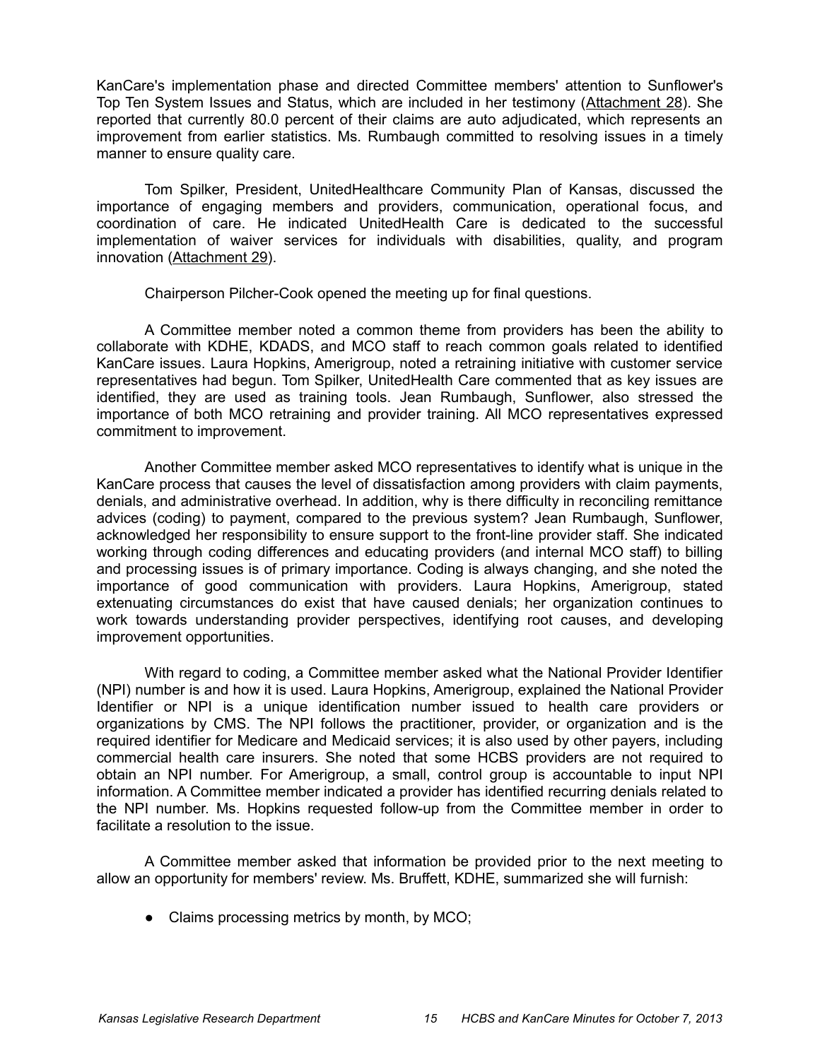KanCare's implementation phase and directed Committee members' attention to Sunflower's Top Ten System Issues and Status, which are included in her testimony (Attachment 28). She reported that currently 80.0 percent of their claims are auto adjudicated, which represents an improvement from earlier statistics. Ms. Rumbaugh committed to resolving issues in a timely manner to ensure quality care.

Tom Spilker, President, UnitedHealthcare Community Plan of Kansas, discussed the importance of engaging members and providers, communication, operational focus, and coordination of care. He indicated UnitedHealth Care is dedicated to the successful implementation of waiver services for individuals with disabilities, quality, and program innovation (Attachment 29).

Chairperson Pilcher-Cook opened the meeting up for final questions.

A Committee member noted a common theme from providers has been the ability to collaborate with KDHE, KDADS, and MCO staff to reach common goals related to identified KanCare issues. Laura Hopkins, Amerigroup, noted a retraining initiative with customer service representatives had begun. Tom Spilker, UnitedHealth Care commented that as key issues are identified, they are used as training tools. Jean Rumbaugh, Sunflower, also stressed the importance of both MCO retraining and provider training. All MCO representatives expressed commitment to improvement.

Another Committee member asked MCO representatives to identify what is unique in the KanCare process that causes the level of dissatisfaction among providers with claim payments, denials, and administrative overhead. In addition, why is there difficulty in reconciling remittance advices (coding) to payment, compared to the previous system? Jean Rumbaugh, Sunflower, acknowledged her responsibility to ensure support to the front-line provider staff. She indicated working through coding differences and educating providers (and internal MCO staff) to billing and processing issues is of primary importance. Coding is always changing, and she noted the importance of good communication with providers. Laura Hopkins, Amerigroup, stated extenuating circumstances do exist that have caused denials; her organization continues to work towards understanding provider perspectives, identifying root causes, and developing improvement opportunities.

With regard to coding, a Committee member asked what the National Provider Identifier (NPI) number is and how it is used. Laura Hopkins, Amerigroup, explained the National Provider Identifier or NPI is a unique identification number issued to health care providers or organizations by CMS. The NPI follows the practitioner, provider, or organization and is the required identifier for Medicare and Medicaid services; it is also used by other payers, including commercial health care insurers. She noted that some HCBS providers are not required to obtain an NPI number. For Amerigroup, a small, control group is accountable to input NPI information. A Committee member indicated a provider has identified recurring denials related to the NPI number. Ms. Hopkins requested follow-up from the Committee member in order to facilitate a resolution to the issue.

A Committee member asked that information be provided prior to the next meeting to allow an opportunity for members' review. Ms. Bruffett, KDHE, summarized she will furnish:

- Claims processing metrics by month, by MCO;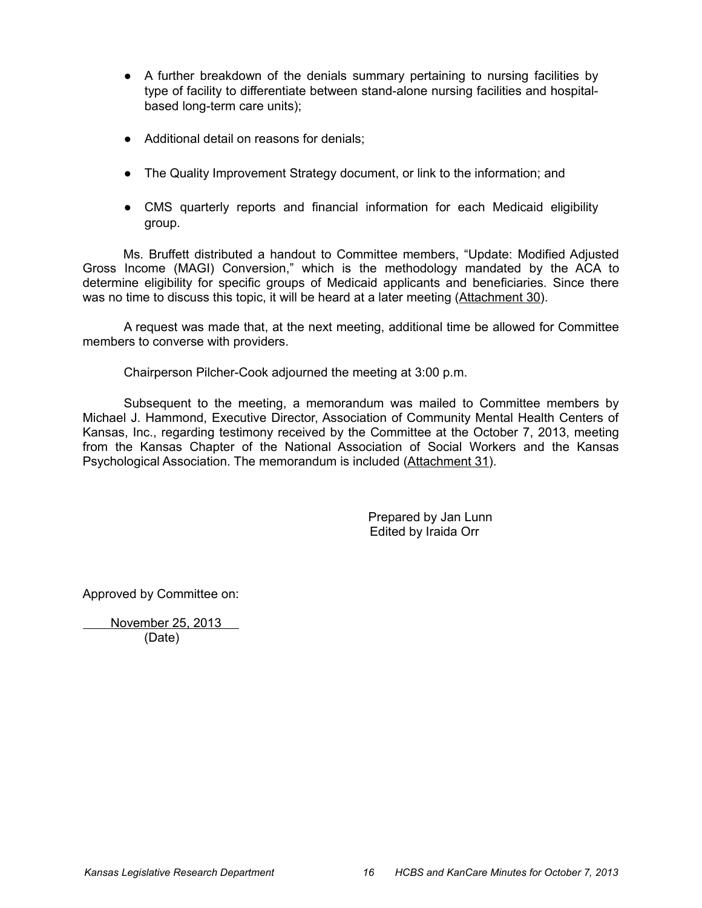- A further breakdown of the denials summary pertaining to nursing facilities by type of facility to differentiate between stand-alone nursing facilities and hospital-based long-term care units);
- Additional detail on reasons for denials;
- The Quality Improvement Strategy document, or link to the information; and
- CMS quarterly reports and financial information for each Medicaid eligibility group.

Ms. Bruffett distributed a handout to Committee members, "Update: Modified Adjusted Gross Income (MAGI) Conversion," which is the methodology mandated by the ACA to determine eligibility for specific groups of Medicaid applicants and beneficiaries. Since there was no time to discuss this topic, it will be heard at a later meeting (Attachment 30).

A request was made that, at the next meeting, additional time be allowed for Committee members to converse with providers.

Chairperson Pilcher-Cook adjourned the meeting at 3:00 p.m.

Subsequent to the meeting, a memorandum was mailed to Committee members by Michael J. Hammond, Executive Director, Association of Community Mental Health Centers of Kansas, Inc., regarding testimony received by the Committee at the October 7, 2013, meeting from the Kansas Chapter of the National Association of Social Workers and the Kansas Psychological Association. The memorandum is included (Attachment 31).

Prepared by Jan Lunn
Edited by Iraida Orr

Approved by Committee on:

November 25, 2013
(Date)